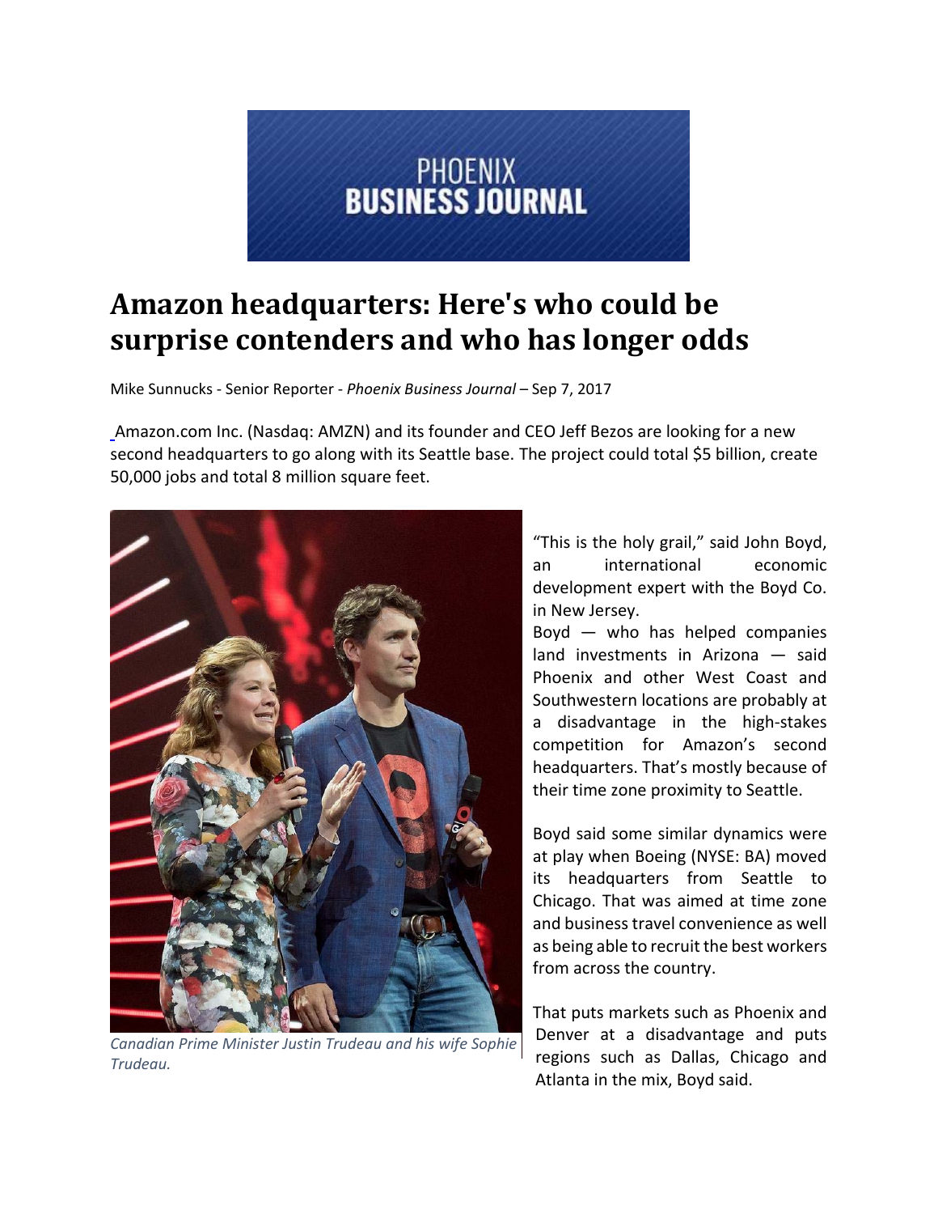PHOENIX BUSINESS JOURNAL

# Amazon headquarters: Here's who could be surprise contenders and who has longer odds

Mike Sunnucks - Senior Reporter - *Phoenix Business Journal* – Sep 7, 2017

Amazon.com Inc. (Nasdaq: AMZN) and its founder and CEO Jeff Bezos are looking for a new second headquarters to go along with its Seattle base. The project could total $5 billion, create 50,000 jobs and total 8 million square feet.

*Canadian Prime Minister Justin Trudeau and his wife Sophie Trudeau.*

"This is the holy grail," said John Boyd, an international economic development expert with the Boyd Co. in New Jersey.

Boyd — who has helped companies land investments in Arizona — said Phoenix and other West Coast and Southwestern locations are probably at a disadvantage in the high-stakes competition for Amazon's second headquarters. That's mostly because of their time zone proximity to Seattle.

Boyd said some similar dynamics were at play when Boeing (NYSE: BA) moved its headquarters from Seattle to Chicago. That was aimed at time zone and business travel convenience as well as being able to recruit the best workers from across the country.

That puts markets such as Phoenix and Denver at a disadvantage and puts regions such as Dallas, Chicago and Atlanta in the mix, Boyd said.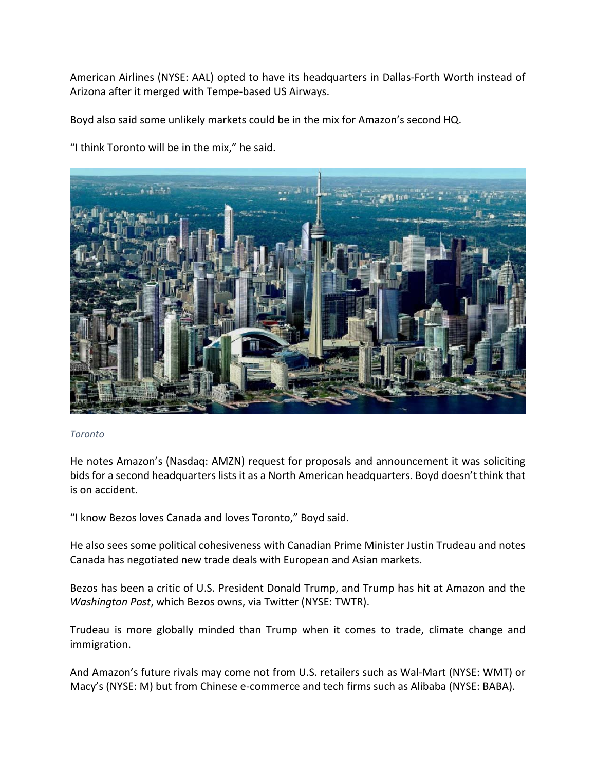American Airlines (NYSE: AAL) opted to have its headquarters in Dallas-Forth Worth instead of Arizona after it merged with Tempe-based US Airways.

Boyd also said some unlikely markets could be in the mix for Amazon's second HQ.

"I think Toronto will be in the mix," he said.

*Toronto*

He notes Amazon's (Nasdaq: AMZN) request for proposals and announcement it was soliciting bids for a second headquarters lists it as a North American headquarters. Boyd doesn't think that is on accident.

"I know Bezos loves Canada and loves Toronto," Boyd said.

He also sees some political cohesiveness with Canadian Prime Minister Justin Trudeau and notes Canada has negotiated new trade deals with European and Asian markets.

Bezos has been a critic of U.S. President Donald Trump, and Trump has hit at Amazon and the *Washington Post*, which Bezos owns, via Twitter (NYSE: TWTR).

Trudeau is more globally minded than Trump when it comes to trade, climate change and immigration.

And Amazon's future rivals may come not from U.S. retailers such as Wal-Mart (NYSE: WMT) or Macy's (NYSE: M) but from Chinese e-commerce and tech firms such as Alibaba (NYSE: BABA).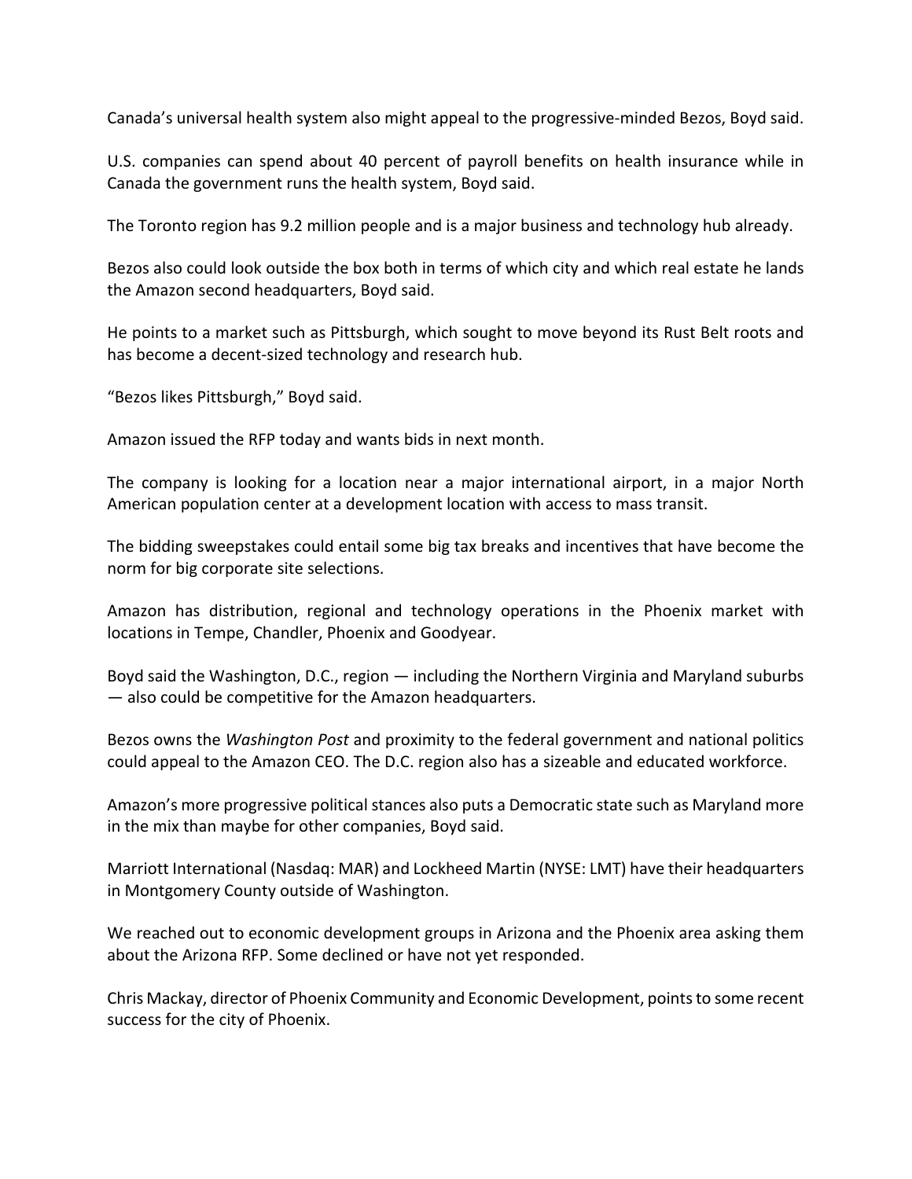Canada's universal health system also might appeal to the progressive-minded Bezos, Boyd said.

U.S. companies can spend about 40 percent of payroll benefits on health insurance while in Canada the government runs the health system, Boyd said.

The Toronto region has 9.2 million people and is a major business and technology hub already.

Bezos also could look outside the box both in terms of which city and which real estate he lands the Amazon second headquarters, Boyd said.

He points to a market such as Pittsburgh, which sought to move beyond its Rust Belt roots and has become a decent-sized technology and research hub.

"Bezos likes Pittsburgh," Boyd said.

Amazon issued the RFP today and wants bids in next month.

The company is looking for a location near a major international airport, in a major North American population center at a development location with access to mass transit.

The bidding sweepstakes could entail some big tax breaks and incentives that have become the norm for big corporate site selections.

Amazon has distribution, regional and technology operations in the Phoenix market with locations in Tempe, Chandler, Phoenix and Goodyear.

Boyd said the Washington, D.C., region — including the Northern Virginia and Maryland suburbs — also could be competitive for the Amazon headquarters.

Bezos owns the *Washington Post* and proximity to the federal government and national politics could appeal to the Amazon CEO. The D.C. region also has a sizeable and educated workforce.

Amazon's more progressive political stances also puts a Democratic state such as Maryland more in the mix than maybe for other companies, Boyd said.

Marriott International (Nasdaq: MAR) and Lockheed Martin (NYSE: LMT) have their headquarters in Montgomery County outside of Washington.

We reached out to economic development groups in Arizona and the Phoenix area asking them about the Arizona RFP. Some declined or have not yet responded.

Chris Mackay, director of Phoenix Community and Economic Development, points to some recent success for the city of Phoenix.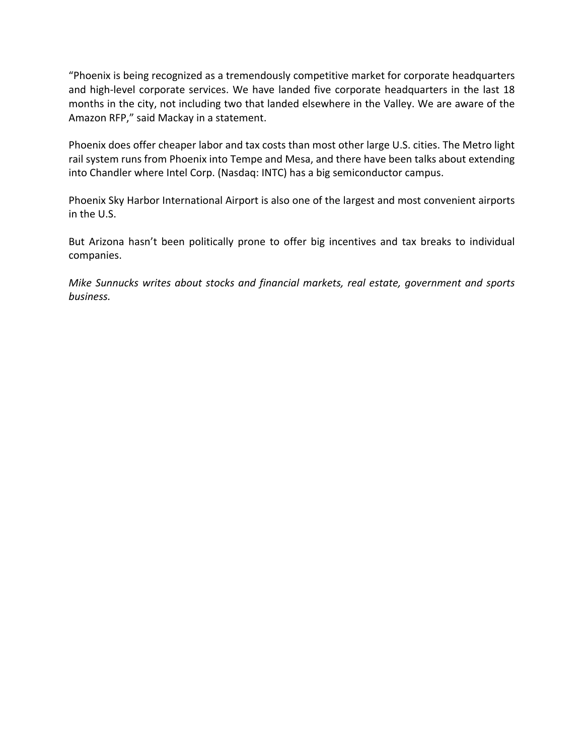"Phoenix is being recognized as a tremendously competitive market for corporate headquarters and high-level corporate services. We have landed five corporate headquarters in the last 18 months in the city, not including two that landed elsewhere in the Valley. We are aware of the Amazon RFP," said Mackay in a statement.

Phoenix does offer cheaper labor and tax costs than most other large U.S. cities. The Metro light rail system runs from Phoenix into Tempe and Mesa, and there have been talks about extending into Chandler where Intel Corp. (Nasdaq: INTC) has a big semiconductor campus.

Phoenix Sky Harbor International Airport is also one of the largest and most convenient airports in the U.S.

But Arizona hasn't been politically prone to offer big incentives and tax breaks to individual companies.

*Mike Sunnucks writes about stocks and financial markets, real estate, government and sports business.*